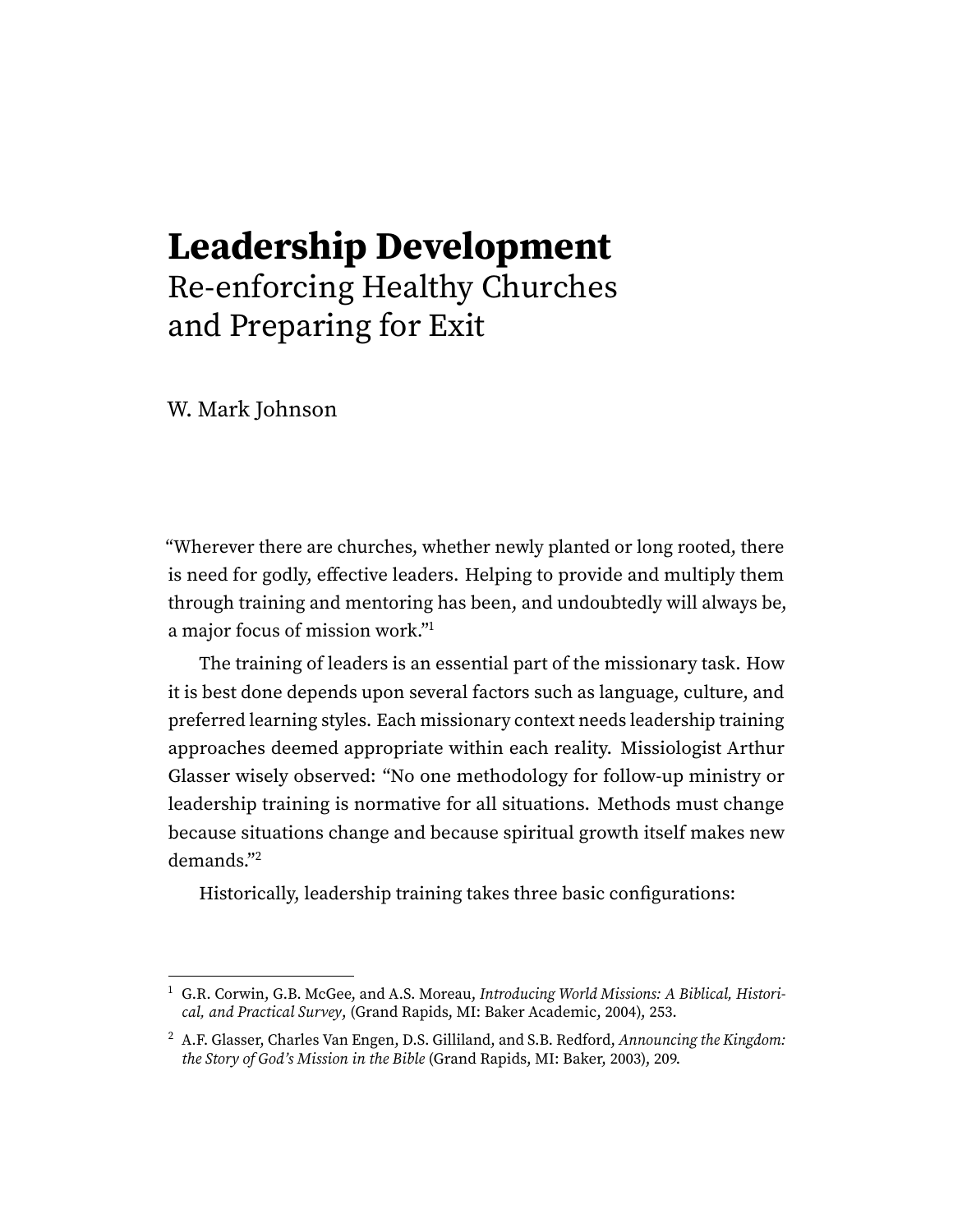# Leadership Development

## Re-enforcing Healthy Churches and Preparing for Exit

W. Mark Johnson

"Wherever there are churches, whether newly planted or long rooted, there is need for godly, effective leaders. Helping to provide and multiply them through training and mentoring has been, and undoubtedly will always be, a major focus of mission work."[1]

The training of leaders is an essential part of the missionary task. How it is best done depends upon several factors such as language, culture, and preferred learning styles. Each missionary context needs leadership training approaches deemed appropriate within each reality. Missiologist Arthur Glasser wisely observed: "No one methodology for follow-up ministry or leadership training is normative for all situations. Methods must change because situations change and because spiritual growth itself makes new demands."[2]

Historically, leadership training takes three basic configurations:

---

[1] G.R. Corwin, G.B. McGee, and A.S. Moreau, *Introducing World Missions: A Biblical, Historical, and Practical Survey*, (Grand Rapids, MI: Baker Academic, 2004), 253.

[2] A.F. Glasser, Charles Van Engen, D.S. Gilliland, and S.B. Redford, *Announcing the Kingdom: the Story of God's Mission in the Bible* (Grand Rapids, MI: Baker, 2003), 209.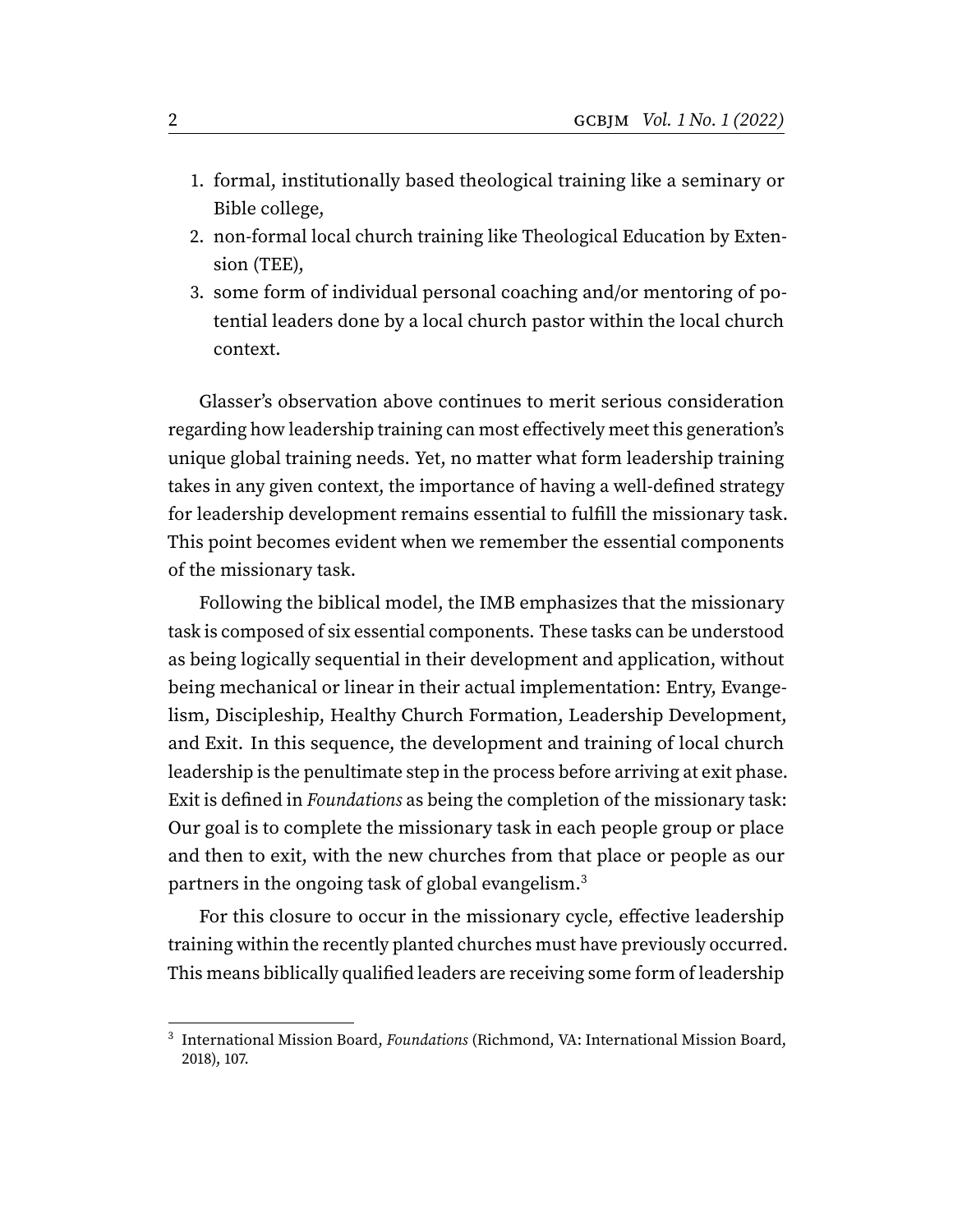1. formal, institutionally based theological training like a seminary or Bible college,
2. non-formal local church training like Theological Education by Extension (TEE),
3. some form of individual personal coaching and/or mentoring of potential leaders done by a local church pastor within the local church context.

Glasser's observation above continues to merit serious consideration regarding how leadership training can most effectively meet this generation's unique global training needs. Yet, no matter what form leadership training takes in any given context, the importance of having a well-defined strategy for leadership development remains essential to fulfill the missionary task. This point becomes evident when we remember the essential components of the missionary task.

Following the biblical model, the IMB emphasizes that the missionary task is composed of six essential components. These tasks can be understood as being logically sequential in their development and application, without being mechanical or linear in their actual implementation: Entry, Evangelism, Discipleship, Healthy Church Formation, Leadership Development, and Exit. In this sequence, the development and training of local church leadership is the penultimate step in the process before arriving at exit phase. Exit is defined in *Foundations* as being the completion of the missionary task: Our goal is to complete the missionary task in each people group or place and then to exit, with the new churches from that place or people as our partners in the ongoing task of global evangelism.[3]

For this closure to occur in the missionary cycle, effective leadership training within the recently planted churches must have previously occurred. This means biblically qualified leaders are receiving some form of leadership

[3] International Mission Board, *Foundations* (Richmond, VA: International Mission Board, 2018), 107.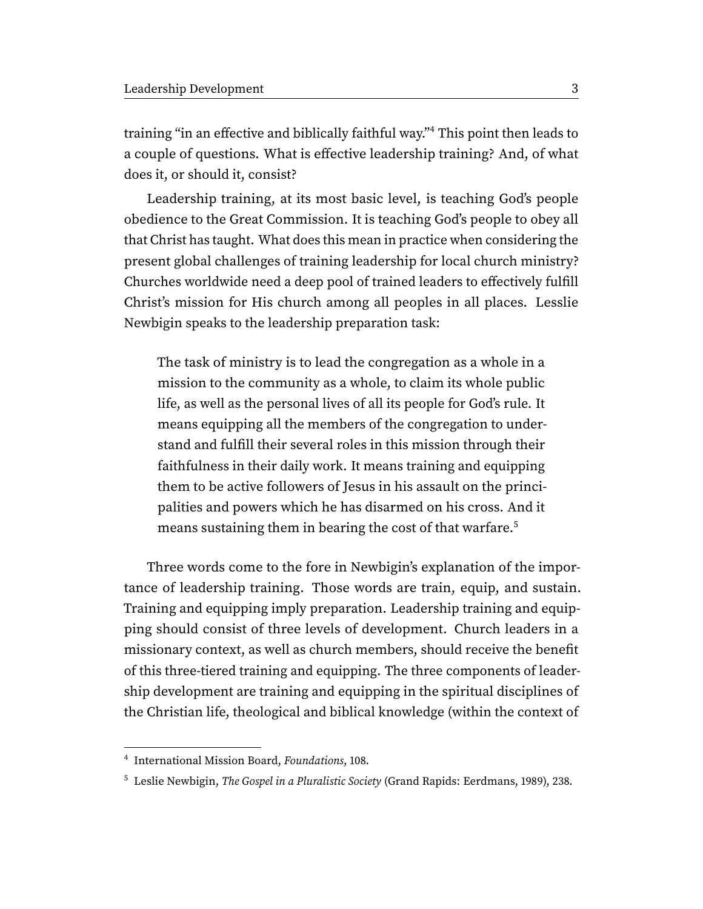training "in an effective and biblically faithful way."[4] This point then leads to a couple of questions. What is effective leadership training? And, of what does it, or should it, consist?

Leadership training, at its most basic level, is teaching God's people obedience to the Great Commission. It is teaching God's people to obey all that Christ has taught. What does this mean in practice when considering the present global challenges of training leadership for local church ministry? Churches worldwide need a deep pool of trained leaders to effectively fulfill Christ's mission for His church among all peoples in all places. Lesslie Newbigin speaks to the leadership preparation task:

> The task of ministry is to lead the congregation as a whole in a mission to the community as a whole, to claim its whole public life, as well as the personal lives of all its people for God's rule. It means equipping all the members of the congregation to understand and fulfill their several roles in this mission through their faithfulness in their daily work. It means training and equipping them to be active followers of Jesus in his assault on the principalities and powers which he has disarmed on his cross. And it means sustaining them in bearing the cost of that warfare.[5]

Three words come to the fore in Newbigin's explanation of the importance of leadership training. Those words are train, equip, and sustain. Training and equipping imply preparation. Leadership training and equipping should consist of three levels of development. Church leaders in a missionary context, as well as church members, should receive the benefit of this three-tiered training and equipping. The three components of leadership development are training and equipping in the spiritual disciplines of the Christian life, theological and biblical knowledge (within the context of

---

[4] International Mission Board, *Foundations*, 108.

[5] Leslie Newbigin, *The Gospel in a Pluralistic Society* (Grand Rapids: Eerdmans, 1989), 238.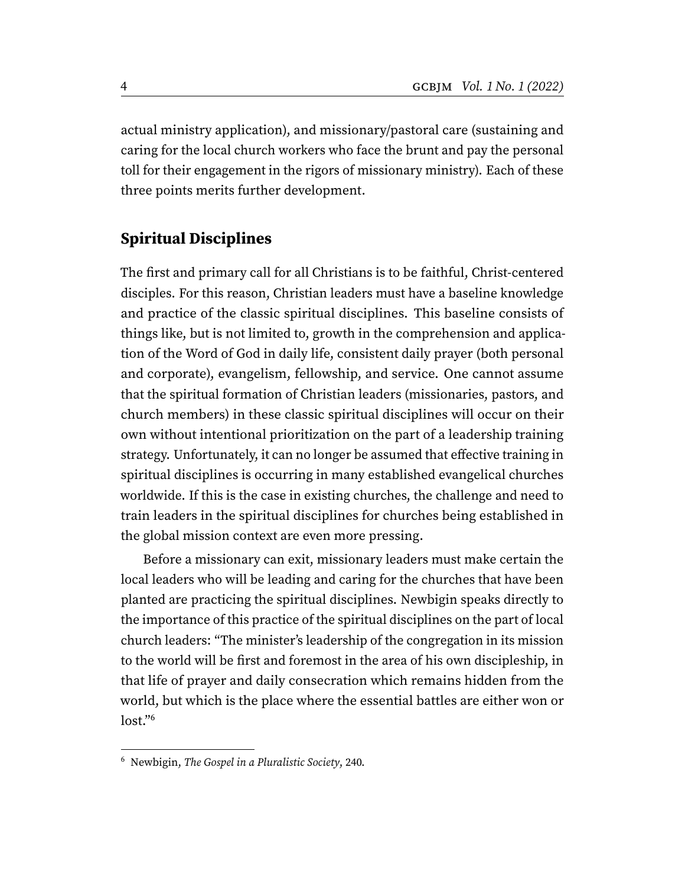actual ministry application), and missionary/pastoral care (sustaining and caring for the local church workers who face the brunt and pay the personal toll for their engagement in the rigors of missionary ministry). Each of these three points merits further development.

## Spiritual Disciplines

The first and primary call for all Christians is to be faithful, Christ-centered disciples. For this reason, Christian leaders must have a baseline knowledge and practice of the classic spiritual disciplines. This baseline consists of things like, but is not limited to, growth in the comprehension and application of the Word of God in daily life, consistent daily prayer (both personal and corporate), evangelism, fellowship, and service. One cannot assume that the spiritual formation of Christian leaders (missionaries, pastors, and church members) in these classic spiritual disciplines will occur on their own without intentional prioritization on the part of a leadership training strategy. Unfortunately, it can no longer be assumed that effective training in spiritual disciplines is occurring in many established evangelical churches worldwide. If this is the case in existing churches, the challenge and need to train leaders in the spiritual disciplines for churches being established in the global mission context are even more pressing.

Before a missionary can exit, missionary leaders must make certain the local leaders who will be leading and caring for the churches that have been planted are practicing the spiritual disciplines. Newbigin speaks directly to the importance of this practice of the spiritual disciplines on the part of local church leaders: "The minister's leadership of the congregation in its mission to the world will be first and foremost in the area of his own discipleship, in that life of prayer and daily consecration which remains hidden from the world, but which is the place where the essential battles are either won or lost."[6]

---

[6] Newbigin, *The Gospel in a Pluralistic Society*, 240.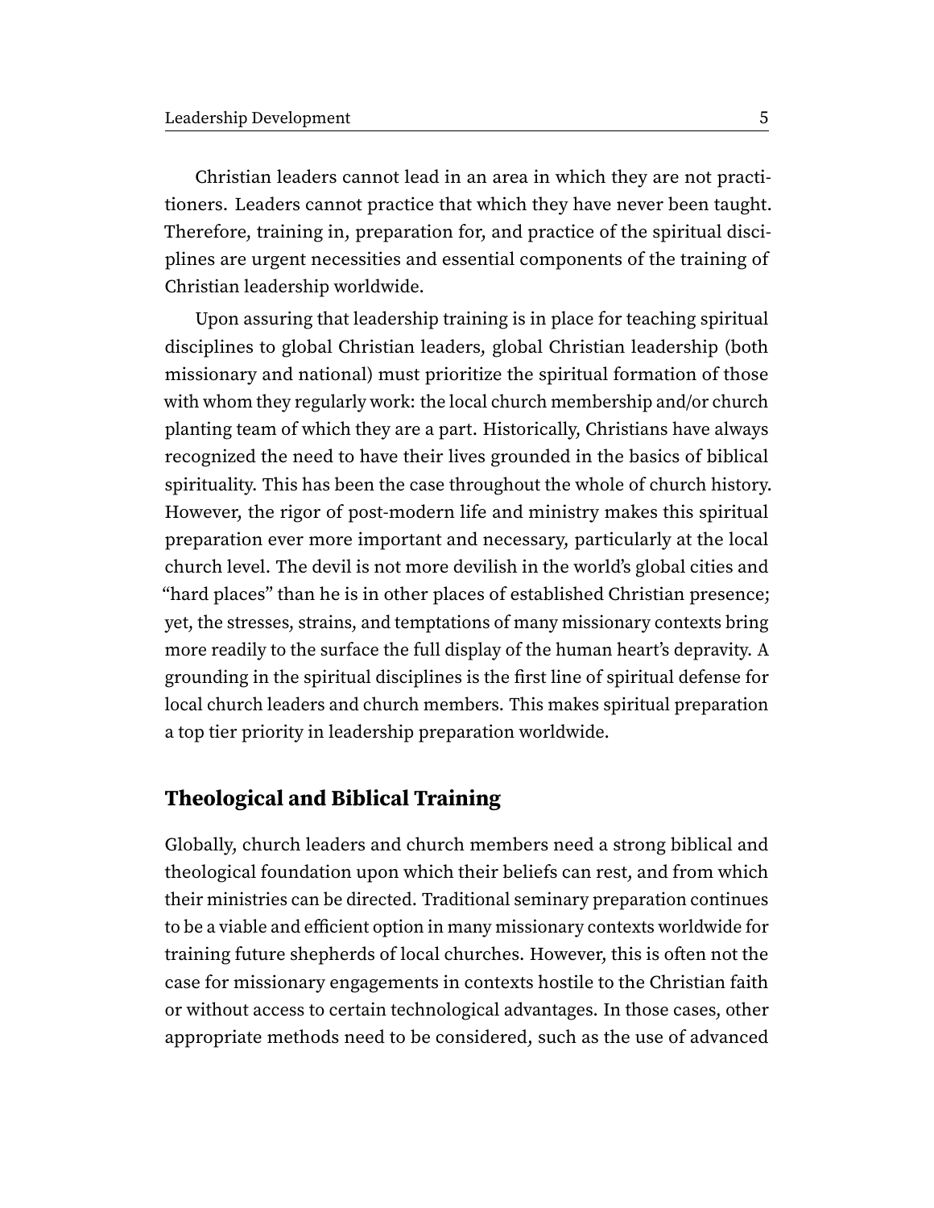Christian leaders cannot lead in an area in which they are not practitioners. Leaders cannot practice that which they have never been taught. Therefore, training in, preparation for, and practice of the spiritual disciplines are urgent necessities and essential components of the training of Christian leadership worldwide.

Upon assuring that leadership training is in place for teaching spiritual disciplines to global Christian leaders, global Christian leadership (both missionary and national) must prioritize the spiritual formation of those with whom they regularly work: the local church membership and/or church planting team of which they are a part. Historically, Christians have always recognized the need to have their lives grounded in the basics of biblical spirituality. This has been the case throughout the whole of church history. However, the rigor of post-modern life and ministry makes this spiritual preparation ever more important and necessary, particularly at the local church level. The devil is not more devilish in the world's global cities and "hard places" than he is in other places of established Christian presence; yet, the stresses, strains, and temptations of many missionary contexts bring more readily to the surface the full display of the human heart's depravity. A grounding in the spiritual disciplines is the first line of spiritual defense for local church leaders and church members. This makes spiritual preparation a top tier priority in leadership preparation worldwide.

## Theological and Biblical Training

Globally, church leaders and church members need a strong biblical and theological foundation upon which their beliefs can rest, and from which their ministries can be directed. Traditional seminary preparation continues to be a viable and efficient option in many missionary contexts worldwide for training future shepherds of local churches. However, this is often not the case for missionary engagements in contexts hostile to the Christian faith or without access to certain technological advantages. In those cases, other appropriate methods need to be considered, such as the use of advanced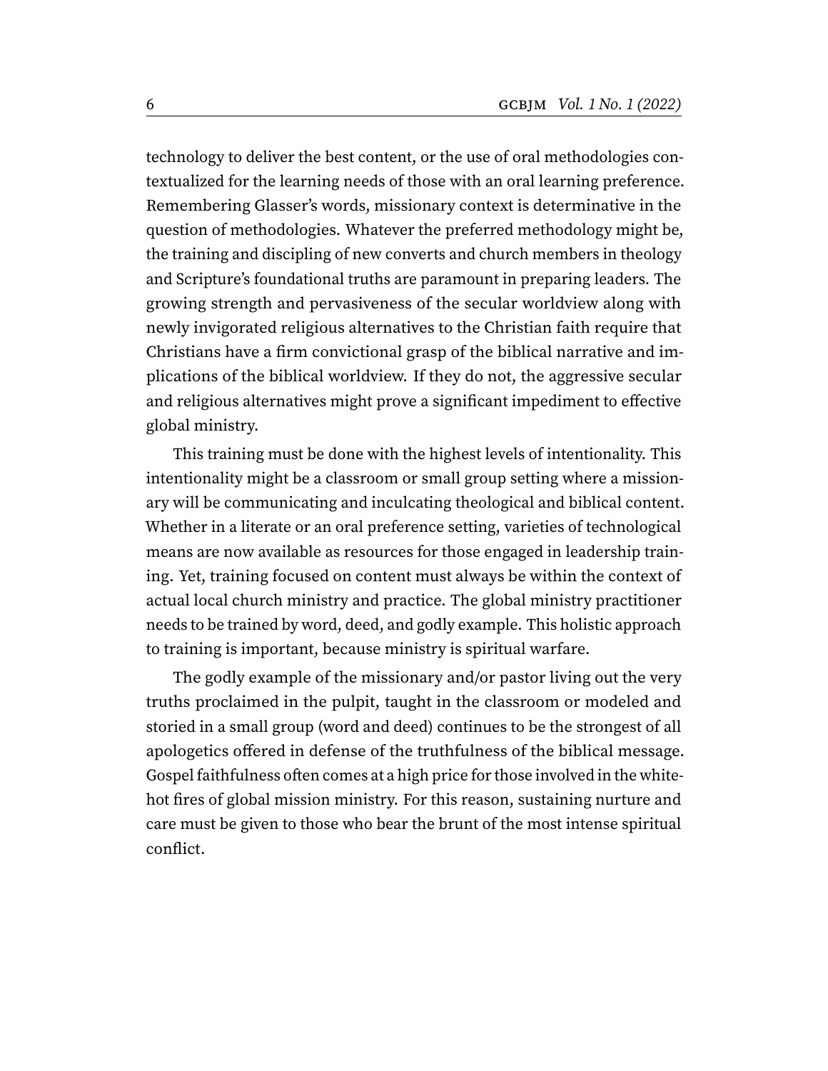technology to deliver the best content, or the use of oral methodologies contextualized for the learning needs of those with an oral learning preference. Remembering Glasser's words, missionary context is determinative in the question of methodologies. Whatever the preferred methodology might be, the training and discipling of new converts and church members in theology and Scripture's foundational truths are paramount in preparing leaders. The growing strength and pervasiveness of the secular worldview along with newly invigorated religious alternatives to the Christian faith require that Christians have a firm convictional grasp of the biblical narrative and implications of the biblical worldview. If they do not, the aggressive secular and religious alternatives might prove a significant impediment to effective global ministry.

This training must be done with the highest levels of intentionality. This intentionality might be a classroom or small group setting where a missionary will be communicating and inculcating theological and biblical content. Whether in a literate or an oral preference setting, varieties of technological means are now available as resources for those engaged in leadership training. Yet, training focused on content must always be within the context of actual local church ministry and practice. The global ministry practitioner needs to be trained by word, deed, and godly example. This holistic approach to training is important, because ministry is spiritual warfare.

The godly example of the missionary and/or pastor living out the very truths proclaimed in the pulpit, taught in the classroom or modeled and storied in a small group (word and deed) continues to be the strongest of all apologetics offered in defense of the truthfulness of the biblical message. Gospel faithfulness often comes at a high price for those involved in the white-hot fires of global mission ministry. For this reason, sustaining nurture and care must be given to those who bear the brunt of the most intense spiritual conflict.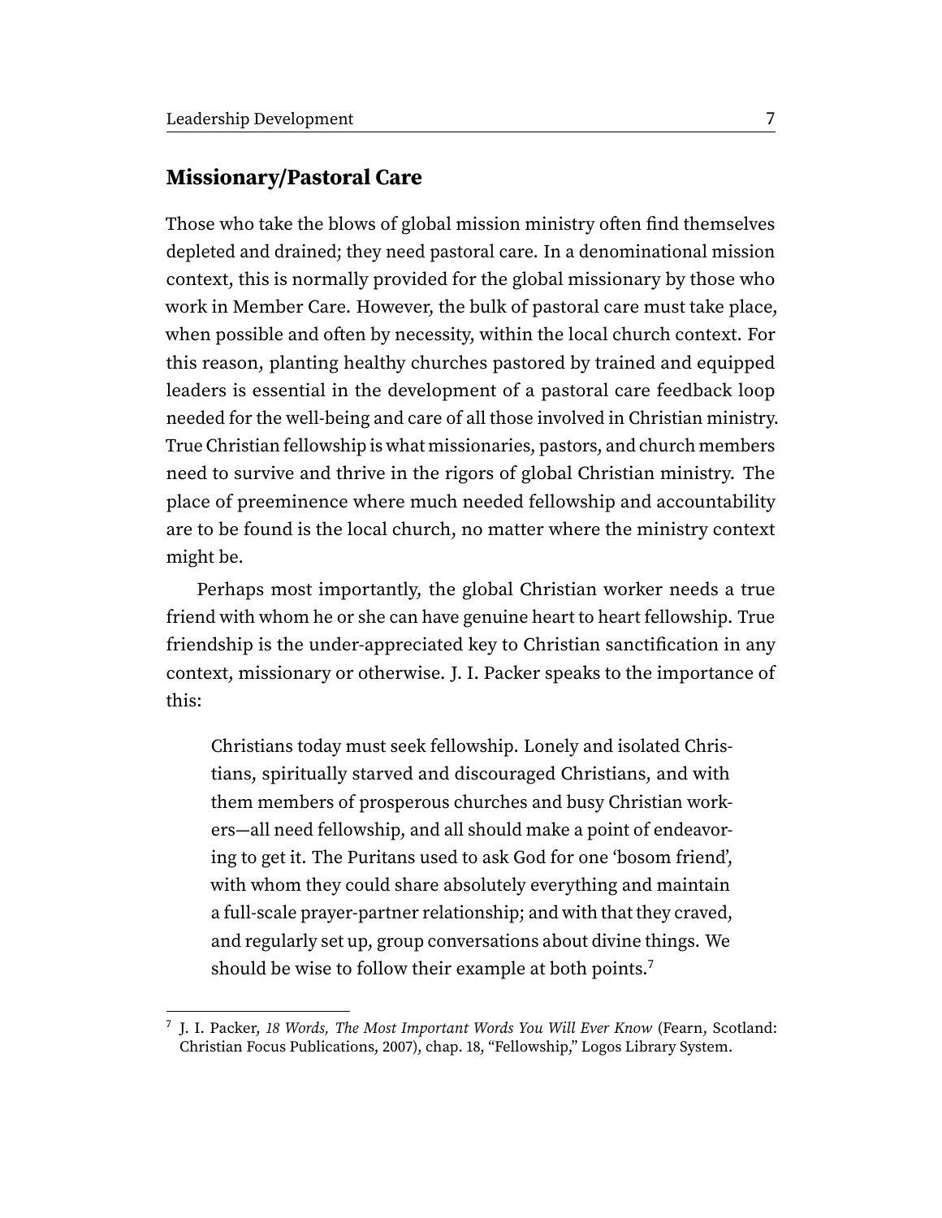## Missionary/Pastoral Care

Those who take the blows of global mission ministry often find themselves depleted and drained; they need pastoral care. In a denominational mission context, this is normally provided for the global missionary by those who work in Member Care. However, the bulk of pastoral care must take place, when possible and often by necessity, within the local church context. For this reason, planting healthy churches pastored by trained and equipped leaders is essential in the development of a pastoral care feedback loop needed for the well-being and care of all those involved in Christian ministry. True Christian fellowship is what missionaries, pastors, and church members need to survive and thrive in the rigors of global Christian ministry. The place of preeminence where much needed fellowship and accountability are to be found is the local church, no matter where the ministry context might be.

Perhaps most importantly, the global Christian worker needs a true friend with whom he or she can have genuine heart to heart fellowship. True friendship is the under-appreciated key to Christian sanctification in any context, missionary or otherwise. J. I. Packer speaks to the importance of this:

> Christians today must seek fellowship. Lonely and isolated Christians, spiritually starved and discouraged Christians, and with them members of prosperous churches and busy Christian workers—all need fellowship, and all should make a point of endeavoring to get it. The Puritans used to ask God for one 'bosom friend', with whom they could share absolutely everything and maintain a full-scale prayer-partner relationship; and with that they craved, and regularly set up, group conversations about divine things. We should be wise to follow their example at both points.[7]

---

[7] J. I. Packer, *18 Words, The Most Important Words You Will Ever Know* (Fearn, Scotland: Christian Focus Publications, 2007), chap. 18, "Fellowship," Logos Library System.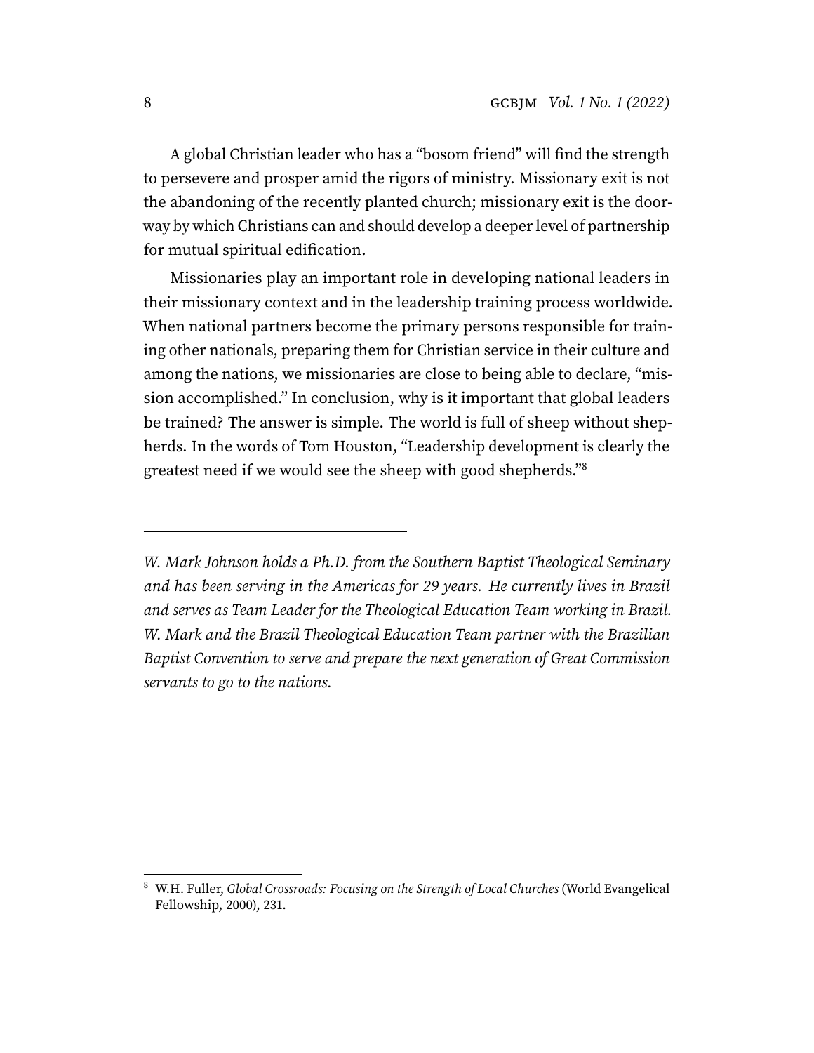A global Christian leader who has a "bosom friend" will find the strength to persevere and prosper amid the rigors of ministry. Missionary exit is not the abandoning of the recently planted church; missionary exit is the doorway by which Christians can and should develop a deeper level of partnership for mutual spiritual edification.

Missionaries play an important role in developing national leaders in their missionary context and in the leadership training process worldwide. When national partners become the primary persons responsible for training other nationals, preparing them for Christian service in their culture and among the nations, we missionaries are close to being able to declare, "mission accomplished." In conclusion, why is it important that global leaders be trained? The answer is simple. The world is full of sheep without shepherds. In the words of Tom Houston, "Leadership development is clearly the greatest need if we would see the sheep with good shepherds."[8]

---

*W. Mark Johnson holds a Ph.D. from the Southern Baptist Theological Seminary and has been serving in the Americas for 29 years. He currently lives in Brazil and serves as Team Leader for the Theological Education Team working in Brazil. W. Mark and the Brazil Theological Education Team partner with the Brazilian Baptist Convention to serve and prepare the next generation of Great Commission servants to go to the nations.*

---

[8] W.H. Fuller, *Global Crossroads: Focusing on the Strength of Local Churches* (World Evangelical Fellowship, 2000), 231.